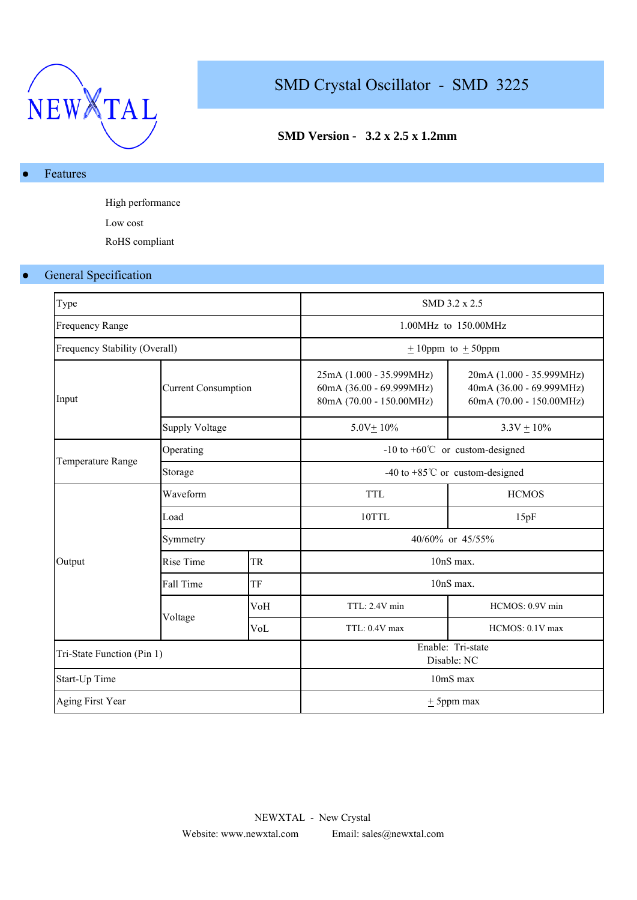NEWXTAL

# SMD Crystal Oscillator - SMD 3225

**SMD Version - 3.2 x 2.5 x 1.2mm**

## ● Features

High performance

Low cost

RoHS compliant

## ● General Specification

| | | | | |
|---|---|---|---|---|
| Type | | | SMD 3.2 x 2.5 | |
| Frequency Range | | | 1.00MHz to 150.00MHz | |
| Frequency Stability (Overall) | | | ± 10ppm to ± 50ppm | |
| Input | Current Consumption | | 25mA (1.000 - 35.999MHz)<br>60mA (36.00 - 69.999MHz)<br>80mA (70.00 - 150.00MHz) | 20mA (1.000 - 35.999MHz)<br>40mA (36.00 - 69.999MHz)<br>60mA (70.00 - 150.00MHz) |
| | Supply Voltage | | 5.0V± 10% | 3.3V ± 10% |
| Temperature Range | Operating | | -10 to +60℃ or custom-designed | |
| | Storage | | -40 to +85℃ or custom-designed | |
| Output | Waveform | | TTL | HCMOS |
| | Load | | 10TTL | 15pF |
| | Symmetry | | 40/60% or 45/55% | |
| | Rise Time | TR | 10nS max. | |
| | Fall Time | TF | 10nS max. | |
| | Voltage | VoH | TTL: 2.4V min | HCMOS: 0.9V min |
| | | VoL | TTL: 0.4V max | HCMOS: 0.1V max |
| Tri-State Function (Pin 1) | | | Enable: Tri-state<br>Disable: NC | |
| Start-Up Time | | | 10mS max | |
| Aging First Year | | | ± 5ppm max | |

NEWXTAL - New Crystal

Website: www.newxtal.com Email: sales@newxtal.com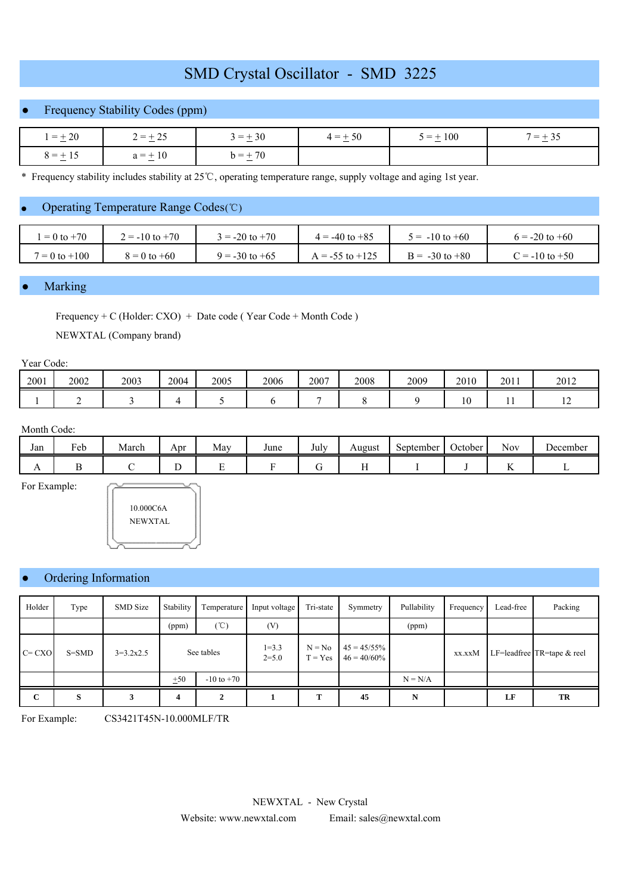# SMD Crystal Oscillator - SMD 3225

## Frequency Stability Codes (ppm)

| 1 = ± 20 | 2 = ± 25 | 3 = ± 30 | 4 = ± 50 | 5 = ± 100 | 7 = ± 35 |
|---|---|---|---|---|---|
| 8 = ± 15 | a = ± 10 | b = ± 70 | | | |

\* Frequency stability includes stability at 25℃, operating temperature range, supply voltage and aging 1st year.

## Operating Temperature Range Codes(℃)

| 1 = 0 to +70 | 2 = -10 to +70 | 3 = -20 to +70 | 4 = -40 to +85 | 5 = -10 to +60 | 6 = -20 to +60 |
|---|---|---|---|---|---|
| 7 = 0 to +100 | 8 = 0 to +60 | 9 = -30 to +65 | A = -55 to +125 | B = -30 to +80 | C = -10 to +50 |

## Marking

Frequency + C (Holder: CXO) + Date code ( Year Code + Month Code )

NEWXTAL (Company brand)

Year Code:

| 2001 | 2002 | 2003 | 2004 | 2005 | 2006 | 2007 | 2008 | 2009 | 2010 | 2011 | 2012 |
|---|---|---|---|---|---|---|---|---|---|---|---|
| 1 | 2 | 3 | 4 | 5 | 6 | 7 | 8 | 9 | 10 | 11 | 12 |

Month Code:

| Jan | Feb | March | Apr | May | June | July | August | September | October | Nov | December |
|---|---|---|---|---|---|---|---|---|---|---|---|
| A | B | C | D | E | F | G | H | I | J | K | L |

For Example:

10.000C6A
NEWXTAL

## Ordering Information

| Holder | Type | SMD Size | Stability | Temperature | Input voltage | Tri-state | Symmetry | Pullability | Frequency | Lead-free | Packing |
|---|---|---|---|---|---|---|---|---|---|---|---|
| | | | (ppm) | (℃) | (V) | | | (ppm) | | | |
| C= CXO | S=SMD | 3=3.2x2.5 | See tables | | 1=3.3<br>2=5.0 | N = No<br>T = Yes | 45 = 45/55%<br>46 = 40/60% | | xx.xxM | LF=leadfree | TR=tape & reel |
| | | | ±50 | -10 to +70 | | | | N = N/A | | | |
| **C** | **S** | **3** | **4** | **2** | **1** | **T** | **45** | **N** | | **LF** | **TR** |

For Example: CS3421T45N-10.000MLF/TR

NEWXTAL - New Crystal

Website: www.newxtal.com Email: sales@newxtal.com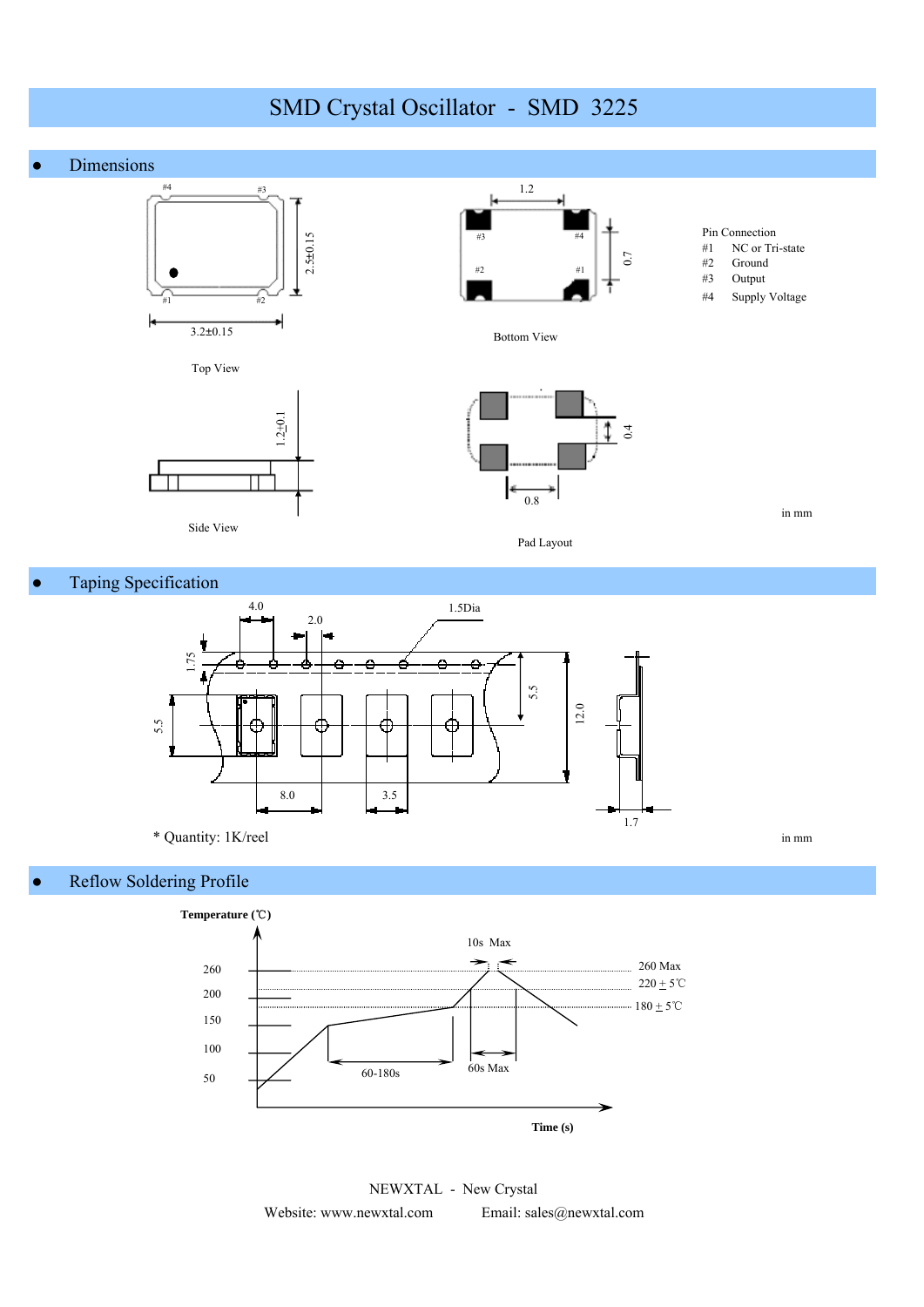# SMD Crystal Oscillator - SMD 3225

## Dimensions

#4 #3

#1 #2

2.5±0.15

3.2±0.15

Top View

1.2

#3 #4

#2 #1

0.7

Bottom View

Pin Connection

| | |
|---|---|
| #1 | NC or Tri-state |
| #2 | Ground |
| #3 | Output |
| #4 | Supply Voltage |

1.2±0.1

Side View

0.4

0.8

Pad Layout

in mm

## Taping Specification

4.0

2.0

1.5Dia

1.75

5.5

5.5

12.0

8.0

3.5

1.7

* Quantity: 1K/reel

in mm

## Reflow Soldering Profile

**Temperature (℃)**

10s Max

260

200

150

100

50

260 Max

220 ± 5℃

180 ± 5℃

60-180s

60s Max

**Time (s)**

NEWXTAL - New Crystal

Website: www.newxtal.com Email: sales@newxtal.com